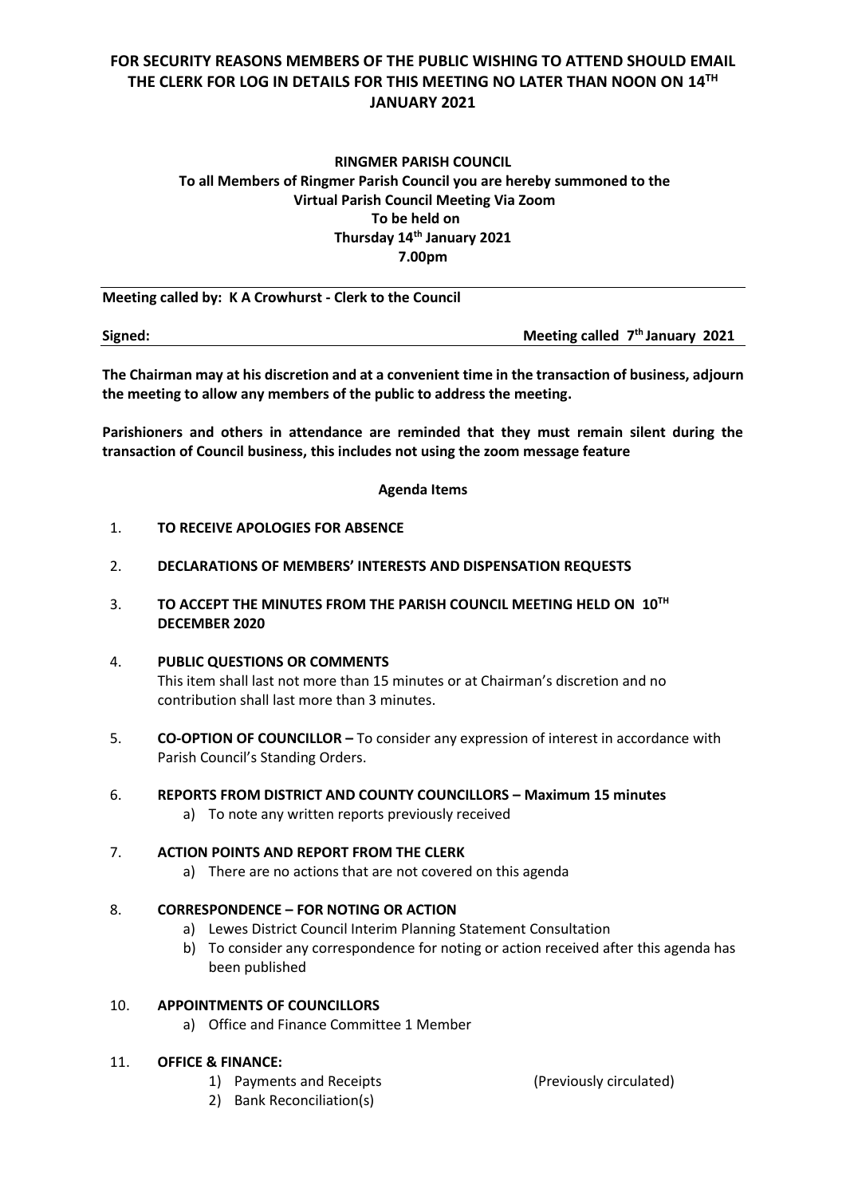**FOR SECURITY REASONS MEMBERS OF THE PUBLIC WISHING TO ATTEND SHOULD EMAIL THE CLERK FOR LOG IN DETAILS FOR THIS MEETING NO LATER THAN NOON ON 14TH JANUARY 2021**

**RINGMER PARISH COUNCIL**
**To all Members of Ringmer Parish Council you are hereby summoned to the Virtual Parish Council Meeting Via Zoom**
**To be held on**
**Thursday 14th January 2021**
**7.00pm**

**Meeting called by: K A Crowhurst - Clerk to the Council**

**Signed:** **Meeting called 7th January 2021**

**The Chairman may at his discretion and at a convenient time in the transaction of business, adjourn the meeting to allow any members of the public to address the meeting.**

**Parishioners and others in attendance are reminded that they must remain silent during the transaction of Council business, this includes not using the zoom message feature**

**Agenda Items**

1. **TO RECEIVE APOLOGIES FOR ABSENCE**

2. **DECLARATIONS OF MEMBERS' INTERESTS AND DISPENSATION REQUESTS**

3. **TO ACCEPT THE MINUTES FROM THE PARISH COUNCIL MEETING HELD ON 10TH DECEMBER 2020**

4. **PUBLIC QUESTIONS OR COMMENTS**
   This item shall last not more than 15 minutes or at Chairman's discretion and no contribution shall last more than 3 minutes.

5. **CO-OPTION OF COUNCILLOR –** To consider any expression of interest in accordance with Parish Council's Standing Orders.

6. **REPORTS FROM DISTRICT AND COUNTY COUNCILLORS – Maximum 15 minutes**
   a) To note any written reports previously received

7. **ACTION POINTS AND REPORT FROM THE CLERK**
   a) There are no actions that are not covered on this agenda

8. **CORRESPONDENCE – FOR NOTING OR ACTION**
   a) Lewes District Council Interim Planning Statement Consultation
   b) To consider any correspondence for noting or action received after this agenda has been published

10. **APPOINTMENTS OF COUNCILLORS**
    a) Office and Finance Committee 1 Member

11. **OFFICE & FINANCE:**
    1) Payments and Receipts (Previously circulated)
    2) Bank Reconciliation(s)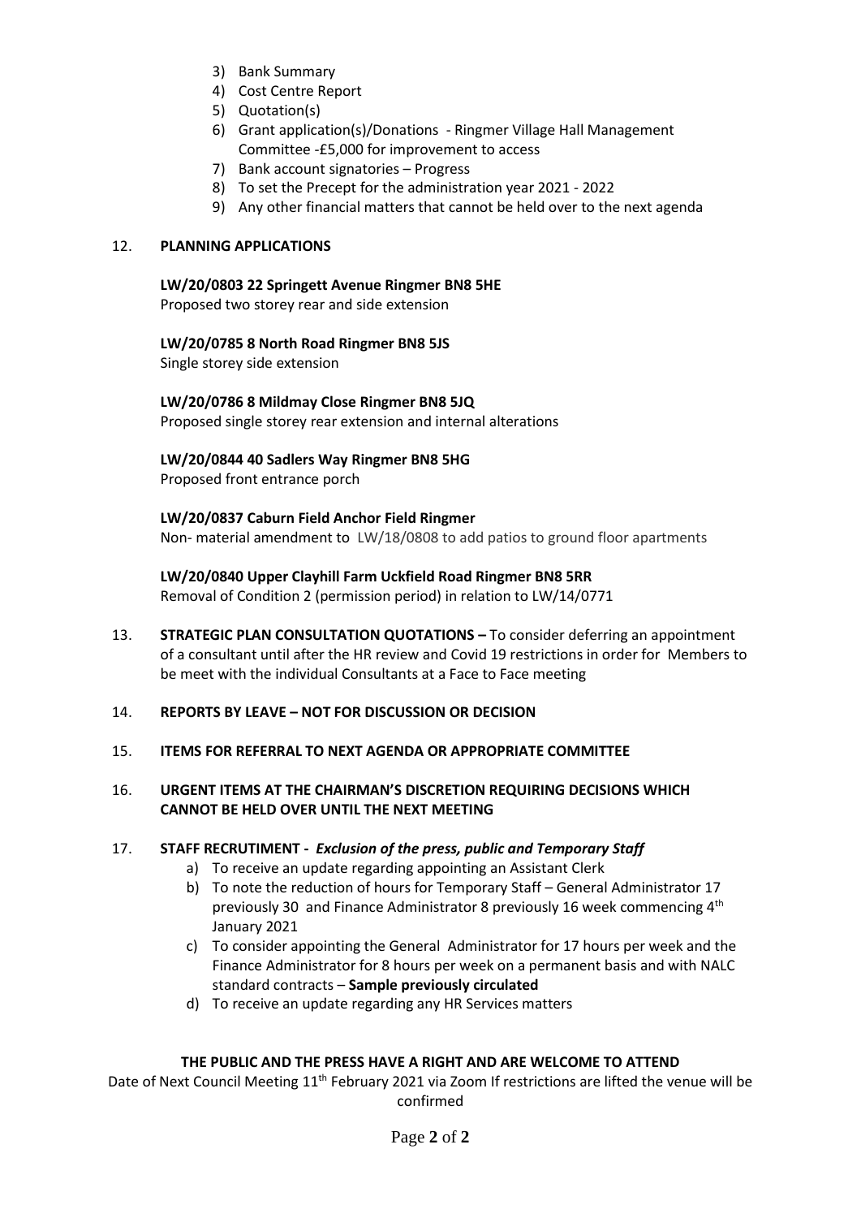3) Bank Summary
4) Cost Centre Report
5) Quotation(s)
6) Grant application(s)/Donations - Ringmer Village Hall Management Committee -£5,000 for improvement to access
7) Bank account signatories – Progress
8) To set the Precept for the administration year 2021 - 2022
9) Any other financial matters that cannot be held over to the next agenda

12. **PLANNING APPLICATIONS**

**LW/20/0803 22 Springett Avenue Ringmer BN8 5HE**
Proposed two storey rear and side extension

**LW/20/0785 8 North Road Ringmer BN8 5JS**
Single storey side extension

**LW/20/0786 8 Mildmay Close Ringmer BN8 5JQ**
Proposed single storey rear extension and internal alterations

**LW/20/0844 40 Sadlers Way Ringmer BN8 5HG**
Proposed front entrance porch

**LW/20/0837 Caburn Field Anchor Field Ringmer**
Non- material amendment to LW/18/0808 to add patios to ground floor apartments

**LW/20/0840 Upper Clayhill Farm Uckfield Road Ringmer BN8 5RR**
Removal of Condition 2 (permission period) in relation to LW/14/0771

13. **STRATEGIC PLAN CONSULTATION QUOTATIONS –** To consider deferring an appointment of a consultant until after the HR review and Covid 19 restrictions in order for Members to be meet with the individual Consultants at a Face to Face meeting

14. **REPORTS BY LEAVE – NOT FOR DISCUSSION OR DECISION**

15. **ITEMS FOR REFERRAL TO NEXT AGENDA OR APPROPRIATE COMMITTEE**

16. **URGENT ITEMS AT THE CHAIRMAN'S DISCRETION REQUIRING DECISIONS WHICH CANNOT BE HELD OVER UNTIL THE NEXT MEETING**

17. **STAFF RECRUTIMENT -** ***Exclusion of the press, public and Temporary Staff***
    a) To receive an update regarding appointing an Assistant Clerk
    b) To note the reduction of hours for Temporary Staff – General Administrator 17 previously 30 and Finance Administrator 8 previously 16 week commencing 4th January 2021
    c) To consider appointing the General Administrator for 17 hours per week and the Finance Administrator for 8 hours per week on a permanent basis and with NALC standard contracts – **Sample previously circulated**
    d) To receive an update regarding any HR Services matters

**THE PUBLIC AND THE PRESS HAVE A RIGHT AND ARE WELCOME TO ATTEND**

Date of Next Council Meeting 11th February 2021 via Zoom If restrictions are lifted the venue will be confirmed